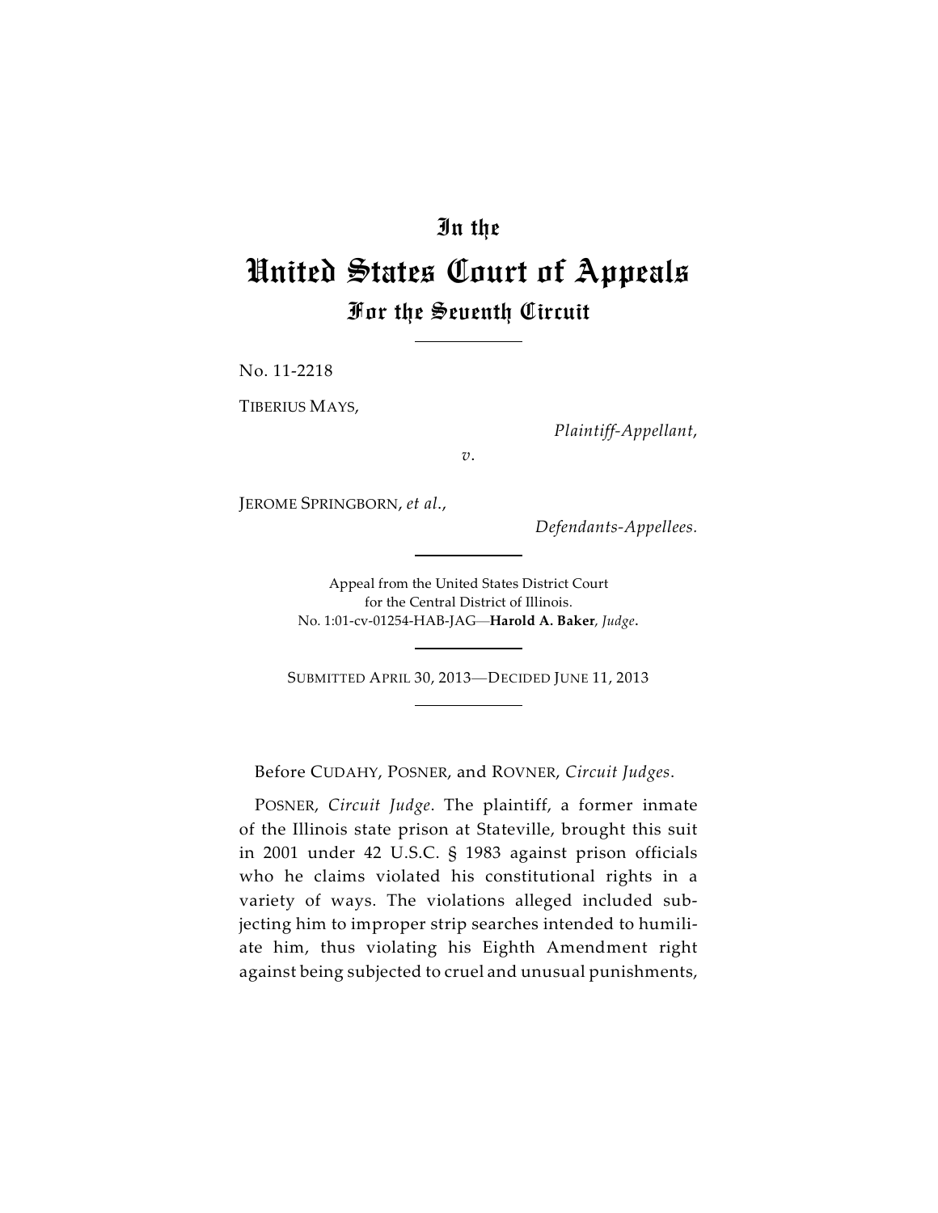# In the

# United States Court of Appeals

## For the Seventh Circuit

No. 11-2218

TIBERIUS MAYS,

*Plaintiff-Appellant,*

*v.*

JEROME SPRINGBORN, *et al.*,

*Defendants-Appellees.*

Appeal from the United States District Court
for the Central District of Illinois.
No. 1:01-cv-01254-HAB-JAG—**Harold A. Baker**, *Judge*.

SUBMITTED APRIL 30, 2013—DECIDED JUNE 11, 2013

Before CUDAHY, POSNER, and ROVNER, *Circuit Judges*.

POSNER, *Circuit Judge*. The plaintiff, a former inmate of the Illinois state prison at Stateville, brought this suit in 2001 under 42 U.S.C. § 1983 against prison officials who he claims violated his constitutional rights in a variety of ways. The violations alleged included subjecting him to improper strip searches intended to humiliate him, thus violating his Eighth Amendment right against being subjected to cruel and unusual punishments,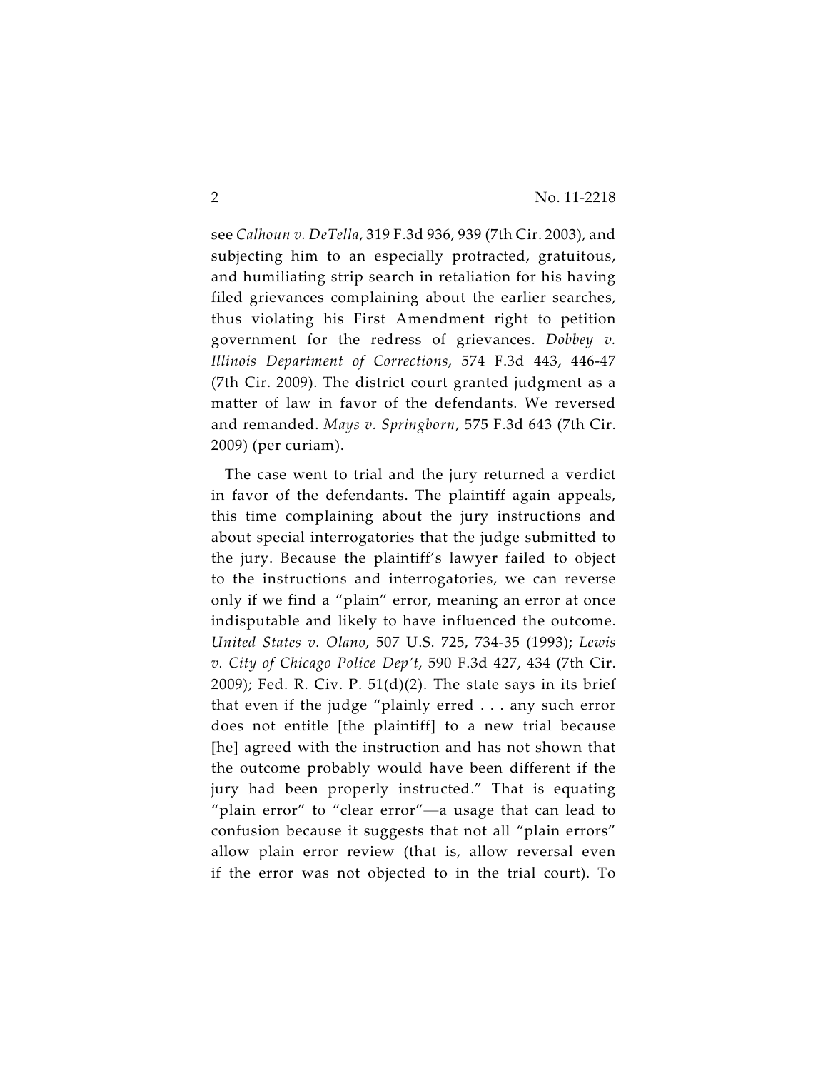see *Calhoun v. DeTella*, 319 F.3d 936, 939 (7th Cir. 2003), and subjecting him to an especially protracted, gratuitous, and humiliating strip search in retaliation for his having filed grievances complaining about the earlier searches, thus violating his First Amendment right to petition government for the redress of grievances. *Dobbey v. Illinois Department of Corrections*, 574 F.3d 443, 446-47 (7th Cir. 2009). The district court granted judgment as a matter of law in favor of the defendants. We reversed and remanded. *Mays v. Springborn*, 575 F.3d 643 (7th Cir. 2009) (per curiam).

The case went to trial and the jury returned a verdict in favor of the defendants. The plaintiff again appeals, this time complaining about the jury instructions and about special interrogatories that the judge submitted to the jury. Because the plaintiff's lawyer failed to object to the instructions and interrogatories, we can reverse only if we find a "plain" error, meaning an error at once indisputable and likely to have influenced the outcome. *United States v. Olano*, 507 U.S. 725, 734-35 (1993); *Lewis v. City of Chicago Police Dep't*, 590 F.3d 427, 434 (7th Cir. 2009); Fed. R. Civ. P. 51(d)(2). The state says in its brief that even if the judge "plainly erred . . . any such error does not entitle [the plaintiff] to a new trial because [he] agreed with the instruction and has not shown that the outcome probably would have been different if the jury had been properly instructed." That is equating "plain error" to "clear error"—a usage that can lead to confusion because it suggests that not all "plain errors" allow plain error review (that is, allow reversal even if the error was not objected to in the trial court). To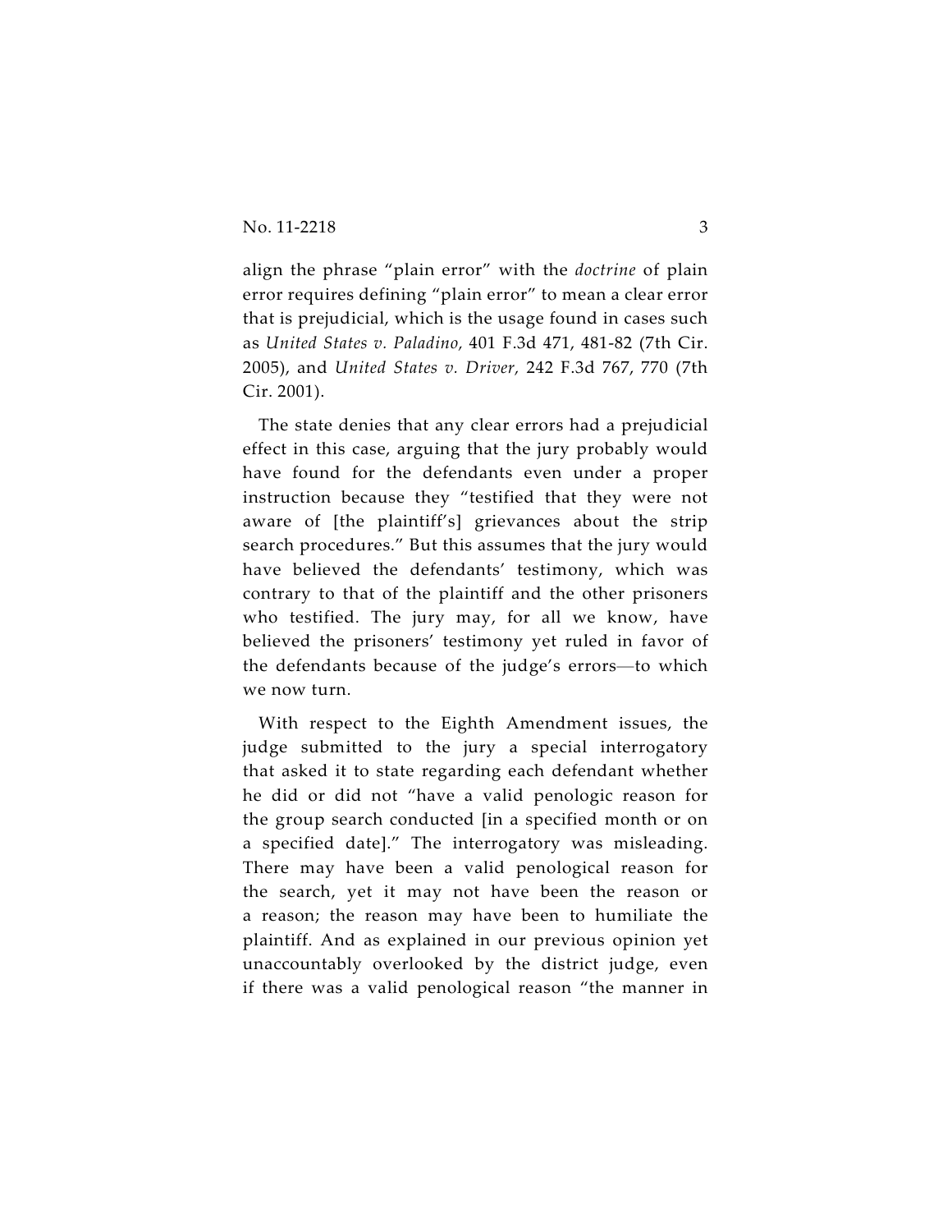align the phrase "plain error" with the *doctrine* of plain error requires defining "plain error" to mean a clear error that is prejudicial, which is the usage found in cases such as *United States v. Paladino*, 401 F.3d 471, 481-82 (7th Cir. 2005), and *United States v. Driver,* 242 F.3d 767, 770 (7th Cir. 2001).

The state denies that any clear errors had a prejudicial effect in this case, arguing that the jury probably would have found for the defendants even under a proper instruction because they "testified that they were not aware of [the plaintiff's] grievances about the strip search procedures." But this assumes that the jury would have believed the defendants' testimony, which was contrary to that of the plaintiff and the other prisoners who testified. The jury may, for all we know, have believed the prisoners' testimony yet ruled in favor of the defendants because of the judge's errors—to which we now turn.

With respect to the Eighth Amendment issues, the judge submitted to the jury a special interrogatory that asked it to state regarding each defendant whether he did or did not "have a valid penologic reason for the group search conducted [in a specified month or on a specified date]." The interrogatory was misleading. There may have been a valid penological reason for the search, yet it may not have been the reason or a reason; the reason may have been to humiliate the plaintiff. And as explained in our previous opinion yet unaccountably overlooked by the district judge, even if there was a valid penological reason "the manner in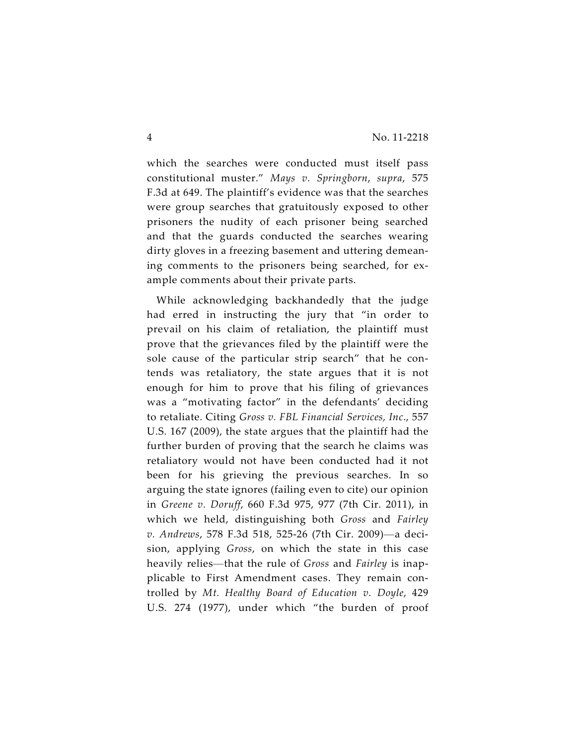which the searches were conducted must itself pass constitutional muster." *Mays v. Springborn*, *supra*, 575 F.3d at 649. The plaintiff's evidence was that the searches were group searches that gratuitously exposed to other prisoners the nudity of each prisoner being searched and that the guards conducted the searches wearing dirty gloves in a freezing basement and uttering demeaning comments to the prisoners being searched, for example comments about their private parts.

While acknowledging backhandedly that the judge had erred in instructing the jury that "in order to prevail on his claim of retaliation, the plaintiff must prove that the grievances filed by the plaintiff were the sole cause of the particular strip search" that he contends was retaliatory, the state argues that it is not enough for him to prove that his filing of grievances was a "motivating factor" in the defendants' deciding to retaliate. Citing *Gross v. FBL Financial Services, Inc.*, 557 U.S. 167 (2009), the state argues that the plaintiff had the further burden of proving that the search he claims was retaliatory would not have been conducted had it not been for his grieving the previous searches. In so arguing the state ignores (failing even to cite) our opinion in *Greene v. Doruff*, 660 F.3d 975, 977 (7th Cir. 2011), in which we held, distinguishing both *Gross* and *Fairley v. Andrews*, 578 F.3d 518, 525-26 (7th Cir. 2009)—a decision, applying *Gross*, on which the state in this case heavily relies—that the rule of *Gross* and *Fairley* is inapplicable to First Amendment cases. They remain controlled by *Mt. Healthy Board of Education v. Doyle*, 429 U.S. 274 (1977), under which "the burden of proof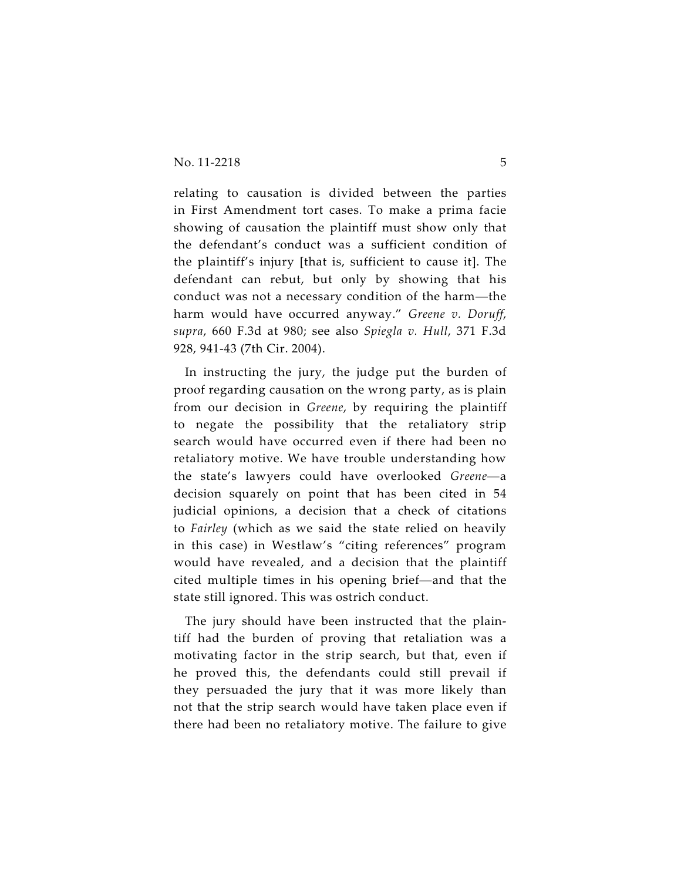relating to causation is divided between the parties in First Amendment tort cases. To make a prima facie showing of causation the plaintiff must show only that the defendant's conduct was a sufficient condition of the plaintiff's injury [that is, sufficient to cause it]. The defendant can rebut, but only by showing that his conduct was not a necessary condition of the harm—the harm would have occurred anyway." *Greene v. Doruff*, *supra*, 660 F.3d at 980; see also *Spiegla v. Hull*, 371 F.3d 928, 941-43 (7th Cir. 2004).

In instructing the jury, the judge put the burden of proof regarding causation on the wrong party, as is plain from our decision in *Greene*, by requiring the plaintiff to negate the possibility that the retaliatory strip search would have occurred even if there had been no retaliatory motive. We have trouble understanding how the state's lawyers could have overlooked *Greene*—a decision squarely on point that has been cited in 54 judicial opinions, a decision that a check of citations to *Fairley* (which as we said the state relied on heavily in this case) in Westlaw's "citing references" program would have revealed, and a decision that the plaintiff cited multiple times in his opening brief—and that the state still ignored. This was ostrich conduct.

The jury should have been instructed that the plaintiff had the burden of proving that retaliation was a motivating factor in the strip search, but that, even if he proved this, the defendants could still prevail if they persuaded the jury that it was more likely than not that the strip search would have taken place even if there had been no retaliatory motive. The failure to give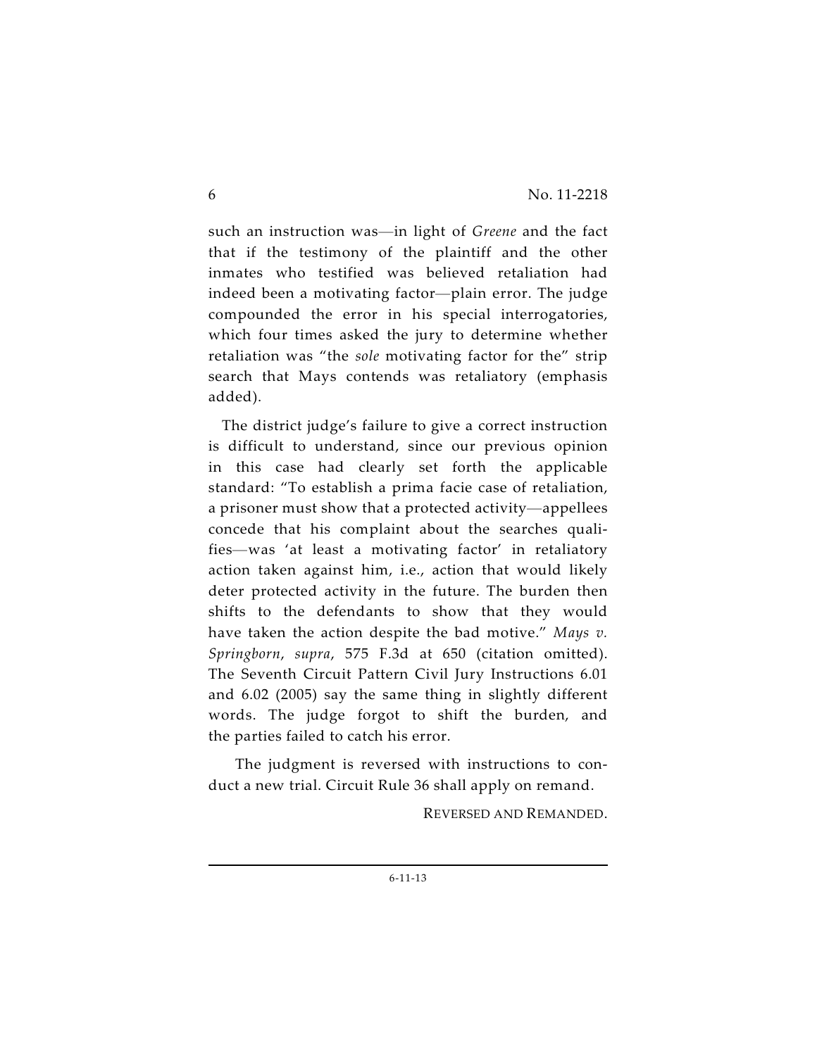such an instruction was—in light of *Greene* and the fact that if the testimony of the plaintiff and the other inmates who testified was believed retaliation had indeed been a motivating factor—plain error. The judge compounded the error in his special interrogatories, which four times asked the jury to determine whether retaliation was "the *sole* motivating factor for the" strip search that Mays contends was retaliatory (emphasis added).

The district judge's failure to give a correct instruction is difficult to understand, since our previous opinion in this case had clearly set forth the applicable standard: "To establish a prima facie case of retaliation, a prisoner must show that a protected activity—appellees concede that his complaint about the searches qualifies—was 'at least a motivating factor' in retaliatory action taken against him, i.e., action that would likely deter protected activity in the future. The burden then shifts to the defendants to show that they would have taken the action despite the bad motive." *Mays v. Springborn*, *supra*, 575 F.3d at 650 (citation omitted). The Seventh Circuit Pattern Civil Jury Instructions 6.01 and 6.02 (2005) say the same thing in slightly different words. The judge forgot to shift the burden, and the parties failed to catch his error.

The judgment is reversed with instructions to conduct a new trial. Circuit Rule 36 shall apply on remand.

REVERSED AND REMANDED.

6-11-13